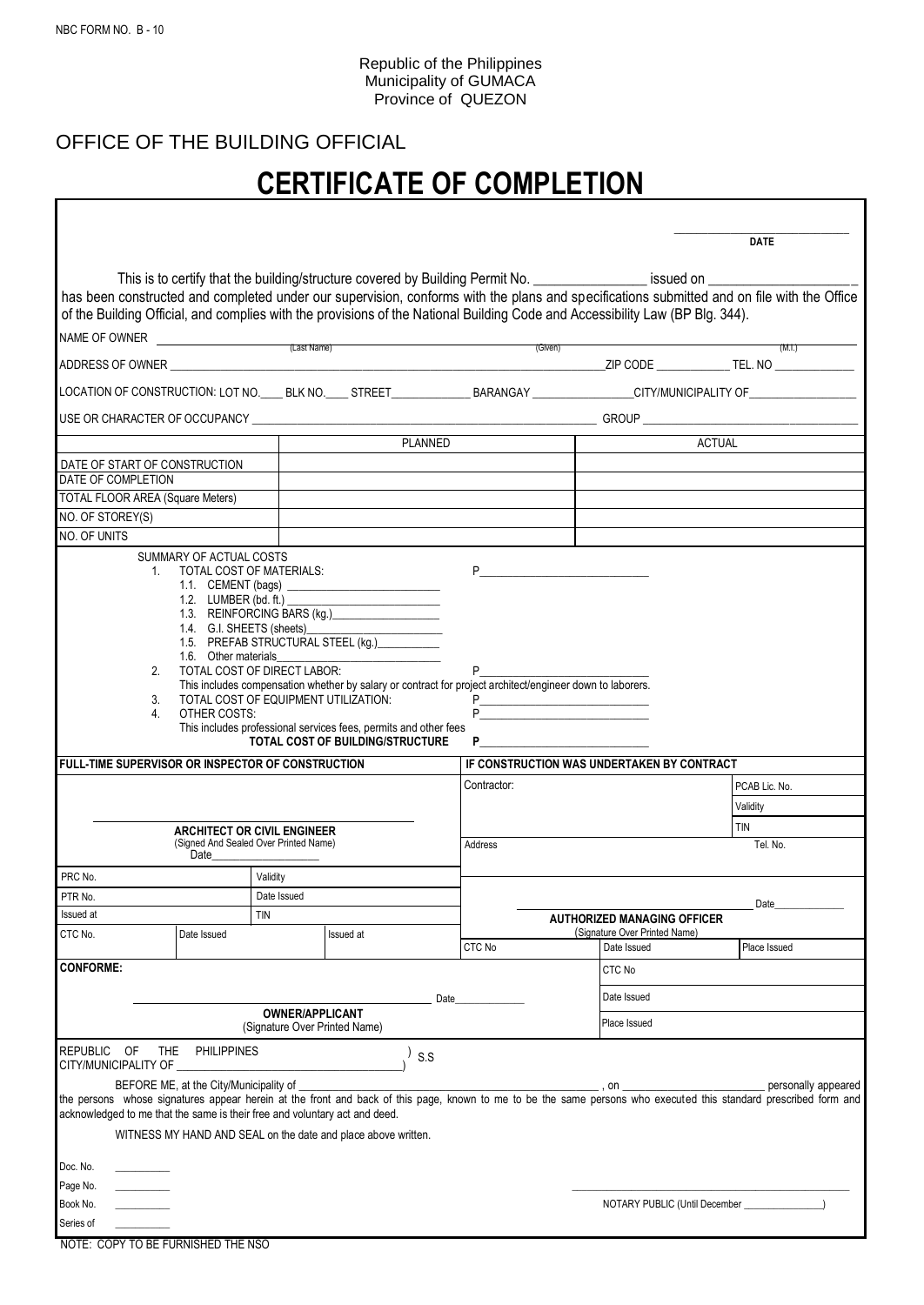NBC FORM NO. B - 10

Republic of the Philippines
Municipality of GUMACA
Province of QUEZON

OFFICE OF THE BUILDING OFFICIAL

# CERTIFICATE OF COMPLETION

______________________
**DATE**

This is to certify that the building/structure covered by Building Permit No. ________________ issued on ____________________ has been constructed and completed under our supervision, conforms with the plans and specifications submitted and on file with the Office of the Building Official, and complies with the provisions of the National Building Code and Accessibility Law (BP Blg. 344).

NAME OF OWNER ______________________ (Last Name) ______________________ (Given) ______ (M.I.)

ADDRESS OF OWNER ______________________________________________ ZIP CODE ____________ TEL. NO ____________

LOCATION OF CONSTRUCTION: LOT NO.____ BLK NO.____ STREET____________ BARANGAY ______________ CITY/MUNICIPALITY OF________________

USE OR CHARACTER OF OCCUPANCY ______________________________________________ GROUP ______________________________

| | PLANNED | ACTUAL |
|---|---|---|
| DATE OF START OF CONSTRUCTION | | |
| DATE OF COMPLETION | | |
| TOTAL FLOOR AREA (Square Meters) | | |
| NO. OF STOREY(S) | | |
| NO. OF UNITS | | |

SUMMARY OF ACTUAL COSTS

1. TOTAL COST OF MATERIALS: P___________________________
   - 1.1. CEMENT (bags) ________________________
   - 1.2. LUMBER (bd. ft.) ________________________
   - 1.3. REINFORCING BARS (kg.)__________________
   - 1.4. G.I. SHEETS (sheets)______________________
   - 1.5. PREFAB STRUCTURAL STEEL (kg.)___________
   - 1.6. Other materials__________________________
2. TOTAL COST OF DIRECT LABOR: P___________________________
   This includes compensation whether by salary or contract for project architect/engineer down to laborers.
3. TOTAL COST OF EQUIPMENT UTILIZATION: P___________________________
4. OTHER COSTS: P___________________________
   This includes professional services fees, permits and other fees

**TOTAL COST OF BUILDING/STRUCTURE** **P**___________________________

**FULL-TIME SUPERVISOR OR INSPECTOR OF CONSTRUCTION**

______________________________
**ARCHITECT OR CIVIL ENGINEER**
(Signed And Sealed Over Printed Name)
Date__________________

| PRC No. | | Validity | |
|---|---|---|---|
| PTR No. | | Date Issued | |
| Issued at | | TIN | |
| CTC No. | Date Issued | Issued at | |

**IF CONSTRUCTION WAS UNDERTAKEN BY CONTRACT**

| Contractor: | PCAB Lic. No. |
|---|---|
| | Validity |
| | TIN |
| Address | Tel. No. |

______________________________ Date____________
**AUTHORIZED MANAGING OFFICER**
(Signature Over Printed Name)

| CTC No | Date Issued | Place Issued |
|---|---|---|

**CONFORME:**

______________________________ Date____________
**OWNER/APPLICANT**
(Signature Over Printed Name)

| CTC No |
|---|
| Date Issued |
| Place Issued |

REPUBLIC OF THE PHILIPPINES )
CITY/MUNICIPALITY OF ______________________ ) S.S

BEFORE ME, at the City/Municipality of ______________________________________, on ______________________ personally appeared the persons whose signatures appear herein at the front and back of this page, known to me to be the same persons who executed this standard prescribed form and acknowledged to me that the same is their free and voluntary act and deed.

WITNESS MY HAND AND SEAL on the date and place above written.

Doc. No. __________
Page No. __________
Book No. __________
Series of __________

______________________________
NOTARY PUBLIC (Until December ______________)

NOTE: COPY TO BE FURNISHED THE NSO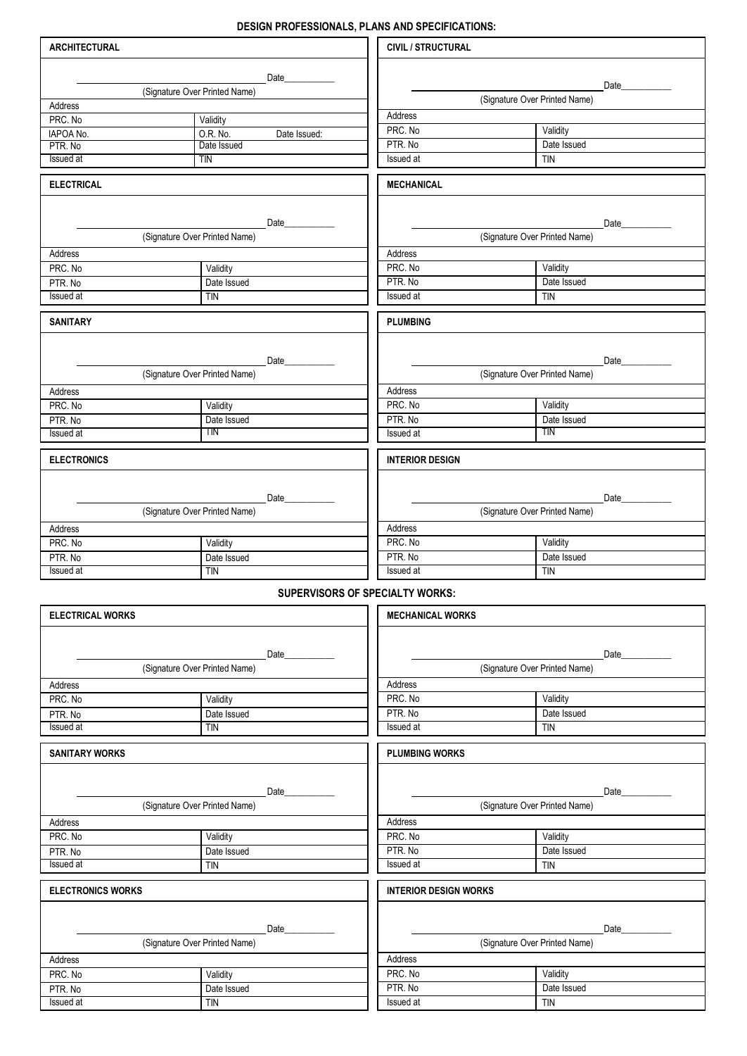## DESIGN PROFESSIONALS, PLANS AND SPECIFICATIONS:

| ARCHITECTURAL | |
|---|---|
| _____________ Date__________ (Signature Over Printed Name) | |
| Address | |
| PRC. No | Validity |
| IAPOA No. | O.R. No. Date Issued: |
| PTR. No | Date Issued |
| Issued at | TIN |

| CIVIL / STRUCTURAL | |
|---|---|
| _____________ Date__________ (Signature Over Printed Name) | |
| Address | |
| PRC. No | Validity |
| PTR. No | Date Issued |
| Issued at | TIN |

| ELECTRICAL | |
|---|---|
| _____________ Date__________ (Signature Over Printed Name) | |
| Address | |
| PRC. No | Validity |
| PTR. No | Date Issued |
| Issued at | TIN |

| MECHANICAL | |
|---|---|
| _____________ Date__________ (Signature Over Printed Name) | |
| Address | |
| PRC. No | Validity |
| PTR. No | Date Issued |
| Issued at | TIN |

| SANITARY | |
|---|---|
| _____________ Date__________ (Signature Over Printed Name) | |
| Address | |
| PRC. No | Validity |
| PTR. No | Date Issued |
| Issued at | TIN |

| PLUMBING | |
|---|---|
| _____________ Date__________ (Signature Over Printed Name) | |
| Address | |
| PRC. No | Validity |
| PTR. No | Date Issued |
| Issued at | TIN |

| ELECTRONICS | |
|---|---|
| _____________ Date__________ (Signature Over Printed Name) | |
| Address | |
| PRC. No | Validity |
| PTR. No | Date Issued |
| Issued at | TIN |

| INTERIOR DESIGN | |
|---|---|
| _____________ Date__________ (Signature Over Printed Name) | |
| Address | |
| PRC. No | Validity |
| PTR. No | Date Issued |
| Issued at | TIN |

## SUPERVISORS OF SPECIALTY WORKS:

| ELECTRICAL WORKS | |
|---|---|
| _____________ Date__________ (Signature Over Printed Name) | |
| Address | |
| PRC. No | Validity |
| PTR. No | Date Issued |
| Issued at | TIN |

| MECHANICAL WORKS | |
|---|---|
| _____________ Date__________ (Signature Over Printed Name) | |
| Address | |
| PRC. No | Validity |
| PTR. No | Date Issued |
| Issued at | TIN |

| SANITARY WORKS | |
|---|---|
| _____________ Date__________ (Signature Over Printed Name) | |
| Address | |
| PRC. No | Validity |
| PTR. No | Date Issued |
| Issued at | TIN |

| PLUMBING WORKS | |
|---|---|
| _____________ Date__________ (Signature Over Printed Name) | |
| Address | |
| PRC. No | Validity |
| PTR. No | Date Issued |
| Issued at | TIN |

| ELECTRONICS WORKS | |
|---|---|
| _____________ Date__________ (Signature Over Printed Name) | |
| Address | |
| PRC. No | Validity |
| PTR. No | Date Issued |
| Issued at | TIN |

| INTERIOR DESIGN WORKS | |
|---|---|
| _____________ Date__________ (Signature Over Printed Name) | |
| Address | |
| PRC. No | Validity |
| PTR. No | Date Issued |
| Issued at | TIN |